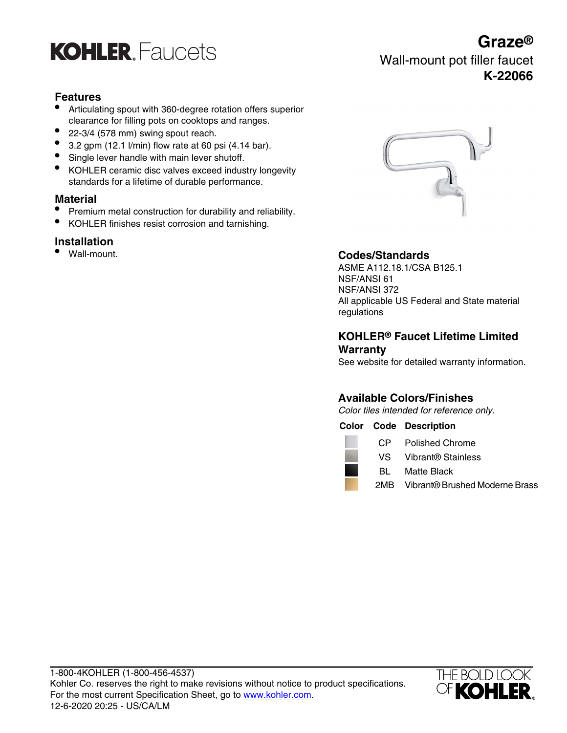# KOHLER. Faucets

## Graze®

Wall-mount pot filler faucet

**K-22066**

### Features

- Articulating spout with 360-degree rotation offers superior clearance for filling pots on cooktops and ranges.
- 22-3/4 (578 mm) swing spout reach.
- 3.2 gpm (12.1 l/min) flow rate at 60 psi (4.14 bar).
- Single lever handle with main lever shutoff.
- KOHLER ceramic disc valves exceed industry longevity standards for a lifetime of durable performance.

### Material

- Premium metal construction for durability and reliability.
- KOHLER finishes resist corrosion and tarnishing.

### Installation

- Wall-mount.

### Codes/Standards

ASME A112.18.1/CSA B125.1
NSF/ANSI 61
NSF/ANSI 372
All applicable US Federal and State material regulations

### KOHLER® Faucet Lifetime Limited Warranty

See website for detailed warranty information.

### Available Colors/Finishes

*Color tiles intended for reference only.*

| Color | Code | Description |
| --- | --- | --- |
| | CP | Polished Chrome |
| | VS | Vibrant® Stainless |
| | BL | Matte Black |
| | 2MB | Vibrant® Brushed Moderne Brass |

1-800-4KOHLER (1-800-456-4537)
Kohler Co. reserves the right to make revisions without notice to product specifications.
For the most current Specification Sheet, go to www.kohler.com.
12-6-2020 20:25 - US/CA/LM

THE BOLD LOOK OF KOHLER.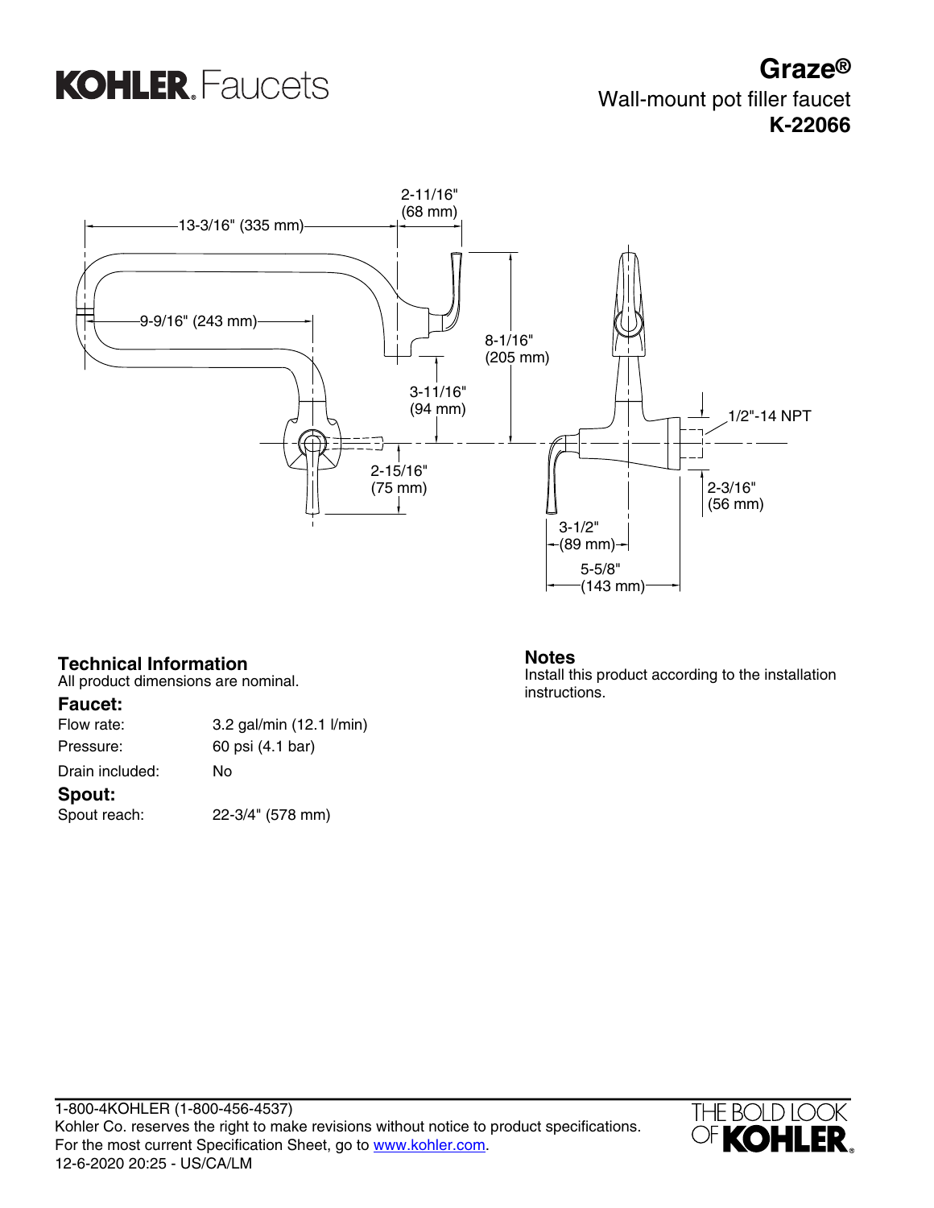KOHLER. Faucets

# Graze®

Wall-mount pot filler faucet

**K-22066**

13-3/16" (335 mm)

2-11/16" (68 mm)

9-9/16" (243 mm)

8-1/16" (205 mm)

3-11/16" (94 mm)

2-15/16" (75 mm)

1/2"-14 NPT

2-3/16" (56 mm)

3-1/2" (89 mm)

5-5/8" (143 mm)

## Technical Information

All product dimensions are nominal.

### Faucet:

| | |
|---|---|
| Flow rate: | 3.2 gal/min (12.1 l/min) |
| Pressure: | 60 psi (4.1 bar) |
| Drain included: | No |

### Spout:

| | |
|---|---|
| Spout reach: | 22-3/4" (578 mm) |

## Notes

Install this product according to the installation instructions.

1-800-4KOHLER (1-800-456-4537)
Kohler Co. reserves the right to make revisions without notice to product specifications.
For the most current Specification Sheet, go to www.kohler.com.
12-6-2020 20:25 - US/CA/LM

THE BOLD LOOK OF KOHLER.